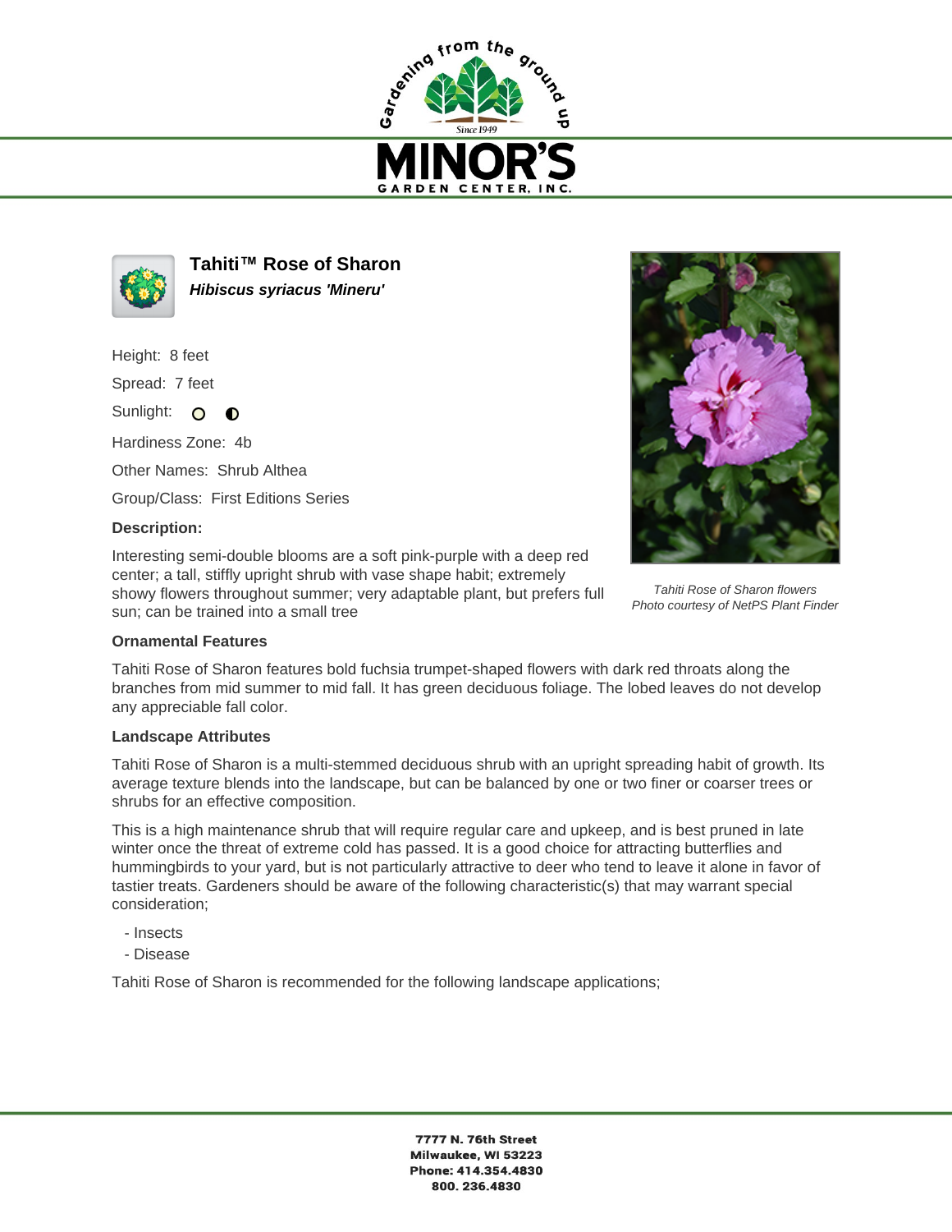# MINOR'S GARDEN CENTER, INC.

Gardening from the ground up — Since 1949

## Tahiti™ Rose of Sharon

***Hibiscus syriacus 'Mineru'***

Height: 8 feet

Spread: 7 feet

Sunlight: ○ ◐

Hardiness Zone: 4b

Other Names: Shrub Althea

Group/Class: First Editions Series

**Description:**

Interesting semi-double blooms are a soft pink-purple with a deep red center; a tall, stiffly upright shrub with vase shape habit; extremely showy flowers throughout summer; very adaptable plant, but prefers full sun; can be trained into a small tree

*Tahiti Rose of Sharon flowers*
*Photo courtesy of NetPS Plant Finder*

**Ornamental Features**

Tahiti Rose of Sharon features bold fuchsia trumpet-shaped flowers with dark red throats along the branches from mid summer to mid fall. It has green deciduous foliage. The lobed leaves do not develop any appreciable fall color.

**Landscape Attributes**

Tahiti Rose of Sharon is a multi-stemmed deciduous shrub with an upright spreading habit of growth. Its average texture blends into the landscape, but can be balanced by one or two finer or coarser trees or shrubs for an effective composition.

This is a high maintenance shrub that will require regular care and upkeep, and is best pruned in late winter once the threat of extreme cold has passed. It is a good choice for attracting butterflies and hummingbirds to your yard, but is not particularly attractive to deer who tend to leave it alone in favor of tastier treats. Gardeners should be aware of the following characteristic(s) that may warrant special consideration;

- Insects
- Disease

Tahiti Rose of Sharon is recommended for the following landscape applications;

**7777 N. 76th Street**
**Milwaukee, WI 53223**
**Phone: 414.354.4830**
**800. 236.4830**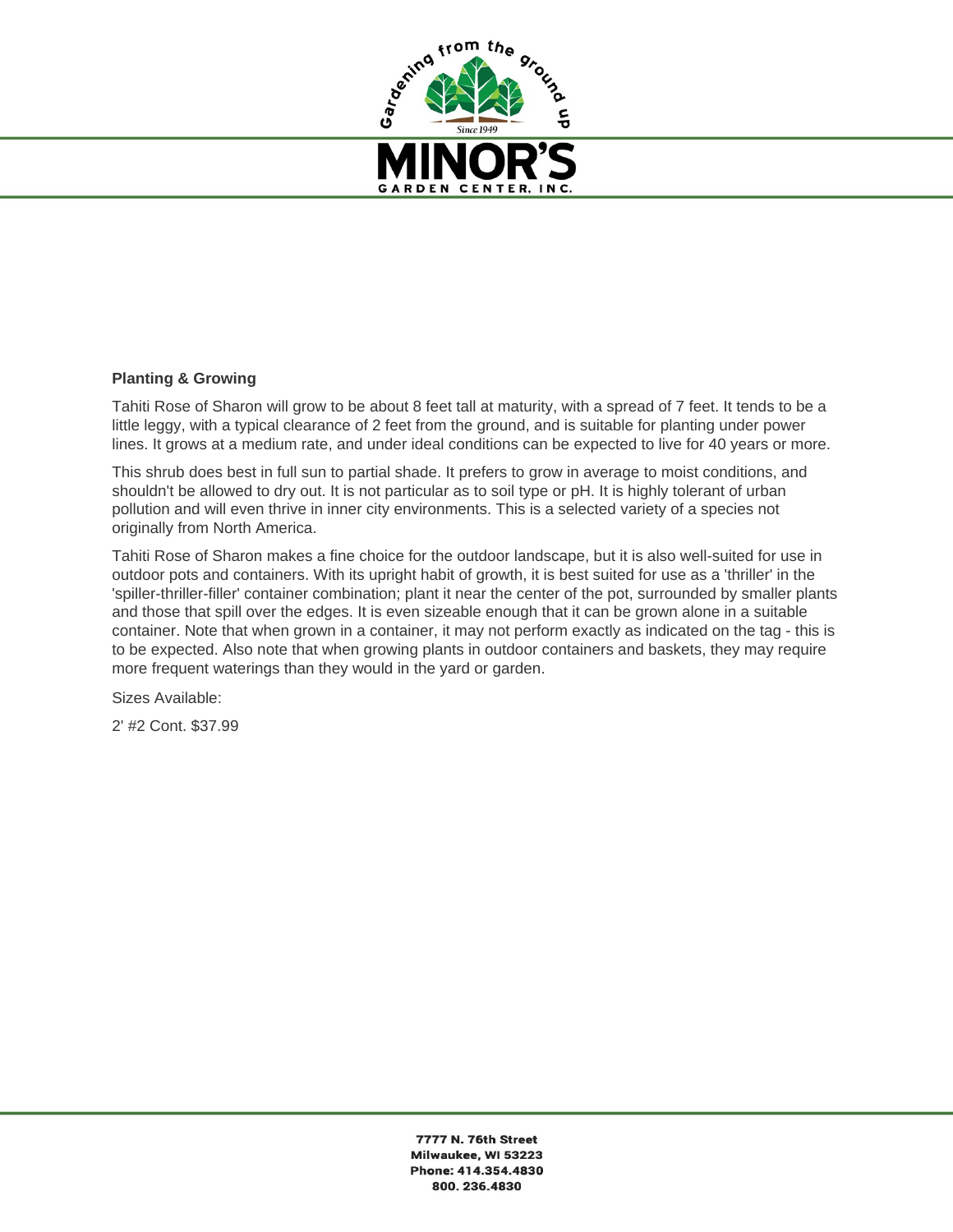**Planting & Growing**

Tahiti Rose of Sharon will grow to be about 8 feet tall at maturity, with a spread of 7 feet. It tends to be a little leggy, with a typical clearance of 2 feet from the ground, and is suitable for planting under power lines. It grows at a medium rate, and under ideal conditions can be expected to live for 40 years or more.

This shrub does best in full sun to partial shade. It prefers to grow in average to moist conditions, and shouldn't be allowed to dry out. It is not particular as to soil type or pH. It is highly tolerant of urban pollution and will even thrive in inner city environments. This is a selected variety of a species not originally from North America.

Tahiti Rose of Sharon makes a fine choice for the outdoor landscape, but it is also well-suited for use in outdoor pots and containers. With its upright habit of growth, it is best suited for use as a 'thriller' in the 'spiller-thriller-filler' container combination; plant it near the center of the pot, surrounded by smaller plants and those that spill over the edges. It is even sizeable enough that it can be grown alone in a suitable container. Note that when grown in a container, it may not perform exactly as indicated on the tag - this is to be expected. Also note that when growing plants in outdoor containers and baskets, they may require more frequent waterings than they would in the yard or garden.

Sizes Available:

2' #2 Cont. $37.99